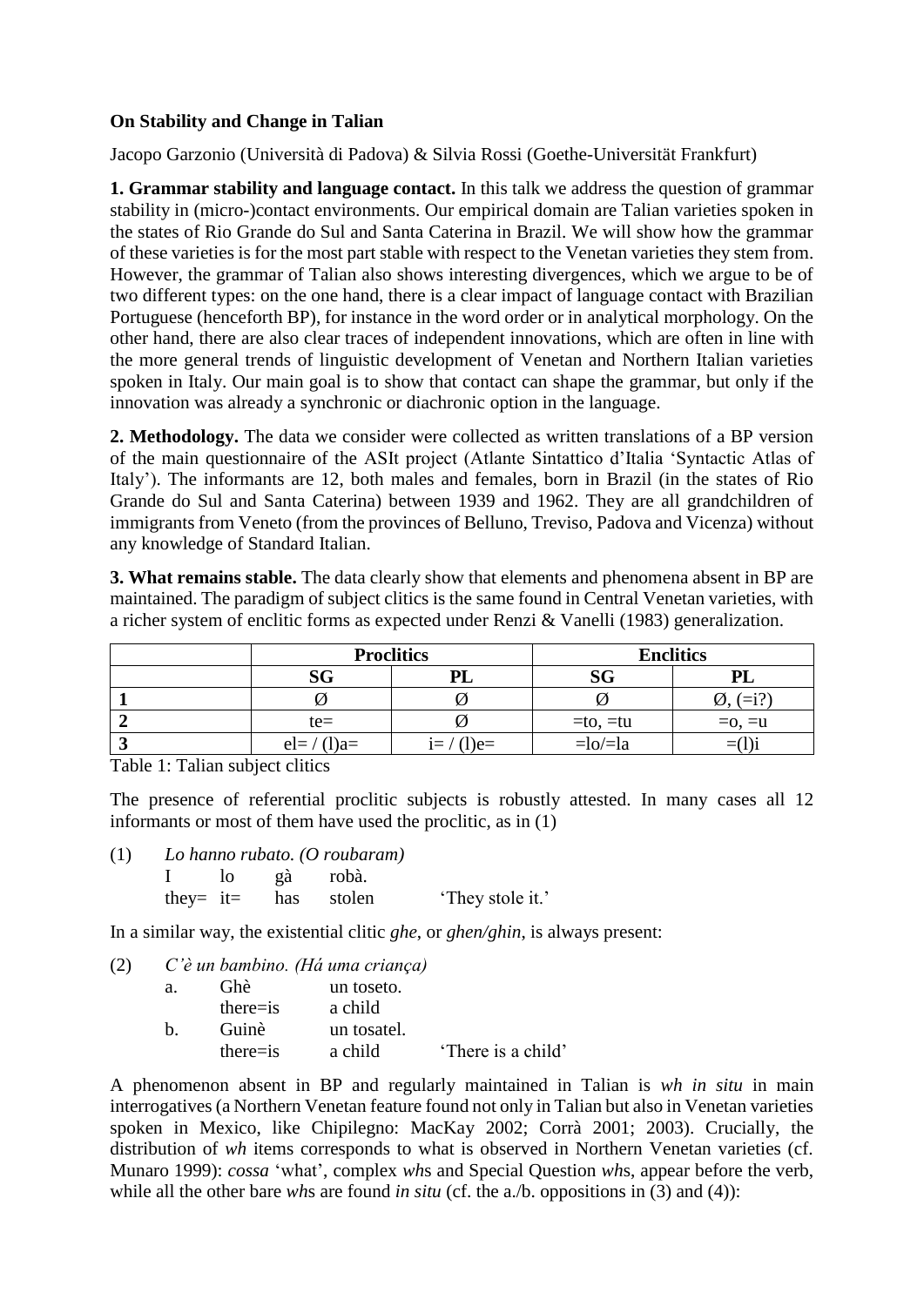**On Stability and Change in Talian**

Jacopo Garzonio (Università di Padova) & Silvia Rossi (Goethe-Universität Frankfurt)

**1. Grammar stability and language contact.** In this talk we address the question of grammar stability in (micro-)contact environments. Our empirical domain are Talian varieties spoken in the states of Rio Grande do Sul and Santa Caterina in Brazil. We will show how the grammar of these varieties is for the most part stable with respect to the Venetan varieties they stem from. However, the grammar of Talian also shows interesting divergences, which we argue to be of two different types: on the one hand, there is a clear impact of language contact with Brazilian Portuguese (henceforth BP), for instance in the word order or in analytical morphology. On the other hand, there are also clear traces of independent innovations, which are often in line with the more general trends of linguistic development of Venetan and Northern Italian varieties spoken in Italy. Our main goal is to show that contact can shape the grammar, but only if the innovation was already a synchronic or diachronic option in the language.

**2. Methodology.** The data we consider were collected as written translations of a BP version of the main questionnaire of the ASIt project (Atlante Sintattico d'Italia 'Syntactic Atlas of Italy'). The informants are 12, both males and females, born in Brazil (in the states of Rio Grande do Sul and Santa Caterina) between 1939 and 1962. They are all grandchildren of immigrants from Veneto (from the provinces of Belluno, Treviso, Padova and Vicenza) without any knowledge of Standard Italian.

**3. What remains stable.** The data clearly show that elements and phenomena absent in BP are maintained. The paradigm of subject clitics is the same found in Central Venetan varieties, with a richer system of enclitic forms as expected under Renzi & Vanelli (1983) generalization.

| | **Proclitics** | | **Enclitics** | |
|---|---|---|---|---|
| | **SG** | **PL** | **SG** | **PL** |
| **1** | Ø | Ø | Ø | Ø, (=i?) |
| **2** | te= | Ø | =to, =tu | =o, =u |
| **3** | el= / (l)a= | i= / (l)e= | =lo/=la | =(l)i |

Table 1: Talian subject clitics

The presence of referential proclitic subjects is robustly attested. In many cases all 12 informants or most of them have used the proclitic, as in (1)

(1) *Lo hanno rubato. (O roubaram)*
  I   lo   gà   robà.
  they=   it=   has   stolen   'They stole it.'

In a similar way, the existential clitic *ghe*, or *ghen/ghin*, is always present:

(2) *C'è un bambino. (Há uma criança)*
  a.  Ghè   un toseto.
    there=is   a child
  b.  Guinè   un tosatel.
    there=is   a child   'There is a child'

A phenomenon absent in BP and regularly maintained in Talian is *wh in situ* in main interrogatives (a Northern Venetan feature found not only in Talian but also in Venetan varieties spoken in Mexico, like Chipilegno: MacKay 2002; Corrà 2001; 2003). Crucially, the distribution of *wh* items corresponds to what is observed in Northern Venetan varieties (cf. Munaro 1999): *cossa* 'what', complex *wh*s and Special Question *wh*s, appear before the verb, while all the other bare *wh*s are found *in situ* (cf. the a./b. oppositions in (3) and (4)):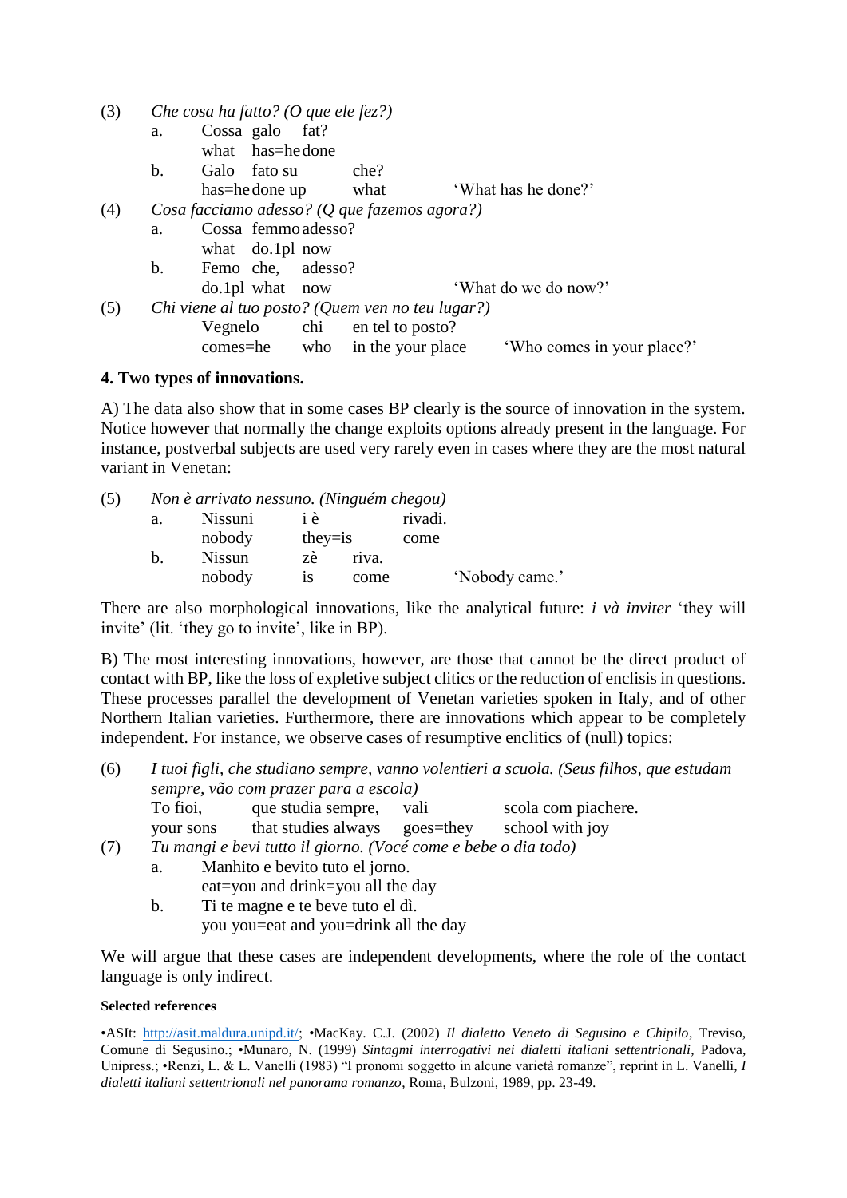(3) *Che cosa ha fatto? (O que ele fez?)*

a. Cossa galo fat?
   what has=he done

b. Galo fato su che?
   has=he done up what 'What has he done?'

(4) *Cosa facciamo adesso? (Q que fazemos agora?)*

a. Cossa femmo adesso?
   what do.1pl now

b. Femo che, adesso?
   do.1pl what now 'What do we do now?'

(5) *Chi viene al tuo posto? (Quem ven no teu lugar?)*

Vegnelo chi en tel to posto?
comes=he who in the your place 'Who comes in your place?'

**4. Two types of innovations.**

A) The data also show that in some cases BP clearly is the source of innovation in the system. Notice however that normally the change exploits options already present in the language. For instance, postverbal subjects are used very rarely even in cases where they are the most natural variant in Venetan:

(5) *Non è arrivato nessuno. (Ninguém chegou)*

a. Nissuni i è rivadi.
   nobody they=is come

b. Nissun zè riva.
   nobody is come 'Nobody came.'

There are also morphological innovations, like the analytical future: *i và inviter* 'they will invite' (lit. 'they go to invite', like in BP).

B) The most interesting innovations, however, are those that cannot be the direct product of contact with BP, like the loss of expletive subject clitics or the reduction of enclisis in questions. These processes parallel the development of Venetan varieties spoken in Italy, and of other Northern Italian varieties. Furthermore, there are innovations which appear to be completely independent. For instance, we observe cases of resumptive enclitics of (null) topics:

(6) *I tuoi figli, che studiano sempre, vanno volentieri a scuola. (Seus filhos, que estudam sempre, vão com prazer para a escola)*

To fioi, que studia sempre, vali scola com piachere.
your sons that studies always goes=they school with joy

(7) *Tu mangi e bevi tutto il giorno. (Vocé come e bebe o dia todo)*

a. Manhito e bevito tuto el jorno.
   eat=you and drink=you all the day

b. Ti te magne e te beve tuto el dì.
   you you=eat and you=drink all the day

We will argue that these cases are independent developments, where the role of the contact language is only indirect.

**Selected references**

•ASIt: http://asit.maldura.unipd.it/; •MacKay. C.J. (2002) *Il dialetto Veneto di Segusino e Chipilo*, Treviso, Comune di Segusino.; •Munaro, N. (1999) *Sintagmi interrogativi nei dialetti italiani settentrionali*, Padova, Unipress.; •Renzi, L. & L. Vanelli (1983) "I pronomi soggetto in alcune varietà romanze", reprint in L. Vanelli, *I dialetti italiani settentrionali nel panorama romanzo*, Roma, Bulzoni, 1989, pp. 23-49.